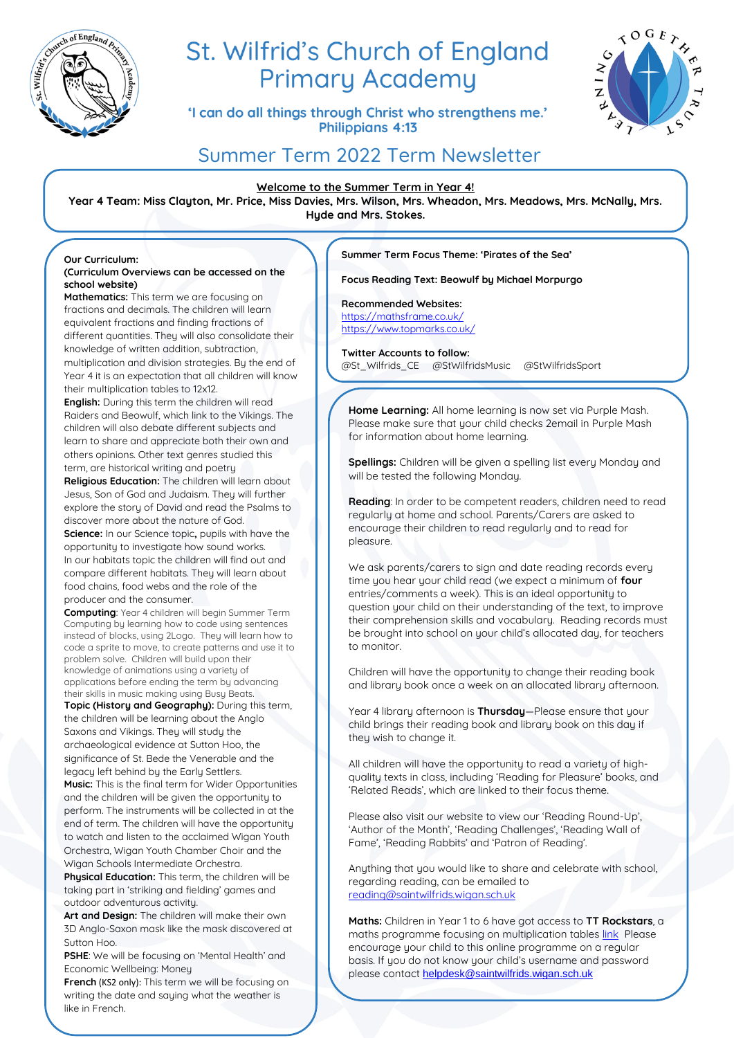# St. Wilfrid's Church of England Primary Academy

**'I can do all things through Christ who strengthens me.'**
**Philippians 4:13**

## Summer Term 2022 Term Newsletter

**Welcome to the Summer Term in Year 4!**

**Year 4 Team: Miss Clayton, Mr. Price, Miss Davies, Mrs. Wilson, Mrs. Wheadon, Mrs. Meadows, Mrs. McNally, Mrs. Hyde and Mrs. Stokes.**

**Our Curriculum:**
**(Curriculum Overviews can be accessed on the school website)**

**Mathematics:** This term we are focusing on fractions and decimals. The children will learn equivalent fractions and finding fractions of different quantities. They will also consolidate their knowledge of written addition, subtraction, multiplication and division strategies. By the end of Year 4 it is an expectation that all children will know their multiplication tables to 12x12.

**English:** During this term the children will read Raiders and Beowulf, which link to the Vikings. The children will also debate different subjects and learn to share and appreciate both their own and others opinions. Other text genres studied this term, are historical writing and poetry

**Religious Education:** The children will learn about Jesus, Son of God and Judaism. They will further explore the story of David and read the Psalms to discover more about the nature of God.

**Science:** In our Science topic**,** pupils with have the opportunity to investigate how sound works.
In our habitats topic the children will find out and compare different habitats. They will learn about food chains, food webs and the role of the producer and the consumer.

**Computing**: Year 4 children will begin Summer Term Computing by learning how to code using sentences instead of blocks, using 2Logo. They will learn how to code a sprite to move, to create patterns and use it to problem solve. Children will build upon their knowledge of animations using a variety of applications before ending the term by advancing their skills in music making using Busy Beats.

**Topic (History and Geography):** During this term, the children will be learning about the Anglo Saxons and Vikings. They will study the archaeological evidence at Sutton Hoo, the significance of St. Bede the Venerable and the legacy left behind by the Early Settlers.

**Music:** This is the final term for Wider Opportunities and the children will be given the opportunity to perform. The instruments will be collected in at the end of term. The children will have the opportunity to watch and listen to the acclaimed Wigan Youth Orchestra, Wigan Youth Chamber Choir and the Wigan Schools Intermediate Orchestra.

**Physical Education:** This term, the children will be taking part in 'striking and fielding' games and outdoor adventurous activity.

**Art and Design:** The children will make their own 3D Anglo-Saxon mask like the mask discovered at Sutton Hoo.

**PSHE**: We will be focusing on 'Mental Health' and Economic Wellbeing: Money

**French** (KS2 only): This term we will be focusing on writing the date and saying what the weather is like in French.

**Summer Term Focus Theme: 'Pirates of the Sea'**

**Focus Reading Text: Beowulf by Michael Morpurgo**

**Recommended Websites:**
https://mathsframe.co.uk/
https://www.topmarks.co.uk/

**Twitter Accounts to follow:**
@St_Wilfrids_CE @StWilfridsMusic @StWilfridsSport

**Home Learning:** All home learning is now set via Purple Mash. Please make sure that your child checks 2email in Purple Mash for information about home learning.

**Spellings:** Children will be given a spelling list every Monday and will be tested the following Monday.

**Reading**: In order to be competent readers, children need to read regularly at home and school. Parents/Carers are asked to encourage their children to read regularly and to read for pleasure.

We ask parents/carers to sign and date reading records every time you hear your child read (we expect a minimum of **four** entries/comments a week). This is an ideal opportunity to question your child on their understanding of the text, to improve their comprehension skills and vocabulary. Reading records must be brought into school on your child's allocated day, for teachers to monitor.

Children will have the opportunity to change their reading book and library book once a week on an allocated library afternoon.

Year 4 library afternoon is **Thursday**—Please ensure that your child brings their reading book and library book on this day if they wish to change it.

All children will have the opportunity to read a variety of high-quality texts in class, including 'Reading for Pleasure' books, and 'Related Reads', which are linked to their focus theme.

Please also visit our website to view our 'Reading Round-Up', 'Author of the Month', 'Reading Challenges', 'Reading Wall of Fame', 'Reading Rabbits' and 'Patron of Reading'.

Anything that you would like to share and celebrate with school, regarding reading, can be emailed to reading@saintwilfrids.wigan.sch.uk

**Maths:** Children in Year 1 to 6 have got access to **TT Rockstars**, a maths programme focusing on multiplication tables link Please encourage your child to this online programme on a regular basis. If you do not know your child's username and password please contact helpdesk@saintwilfrids.wigan.sch.uk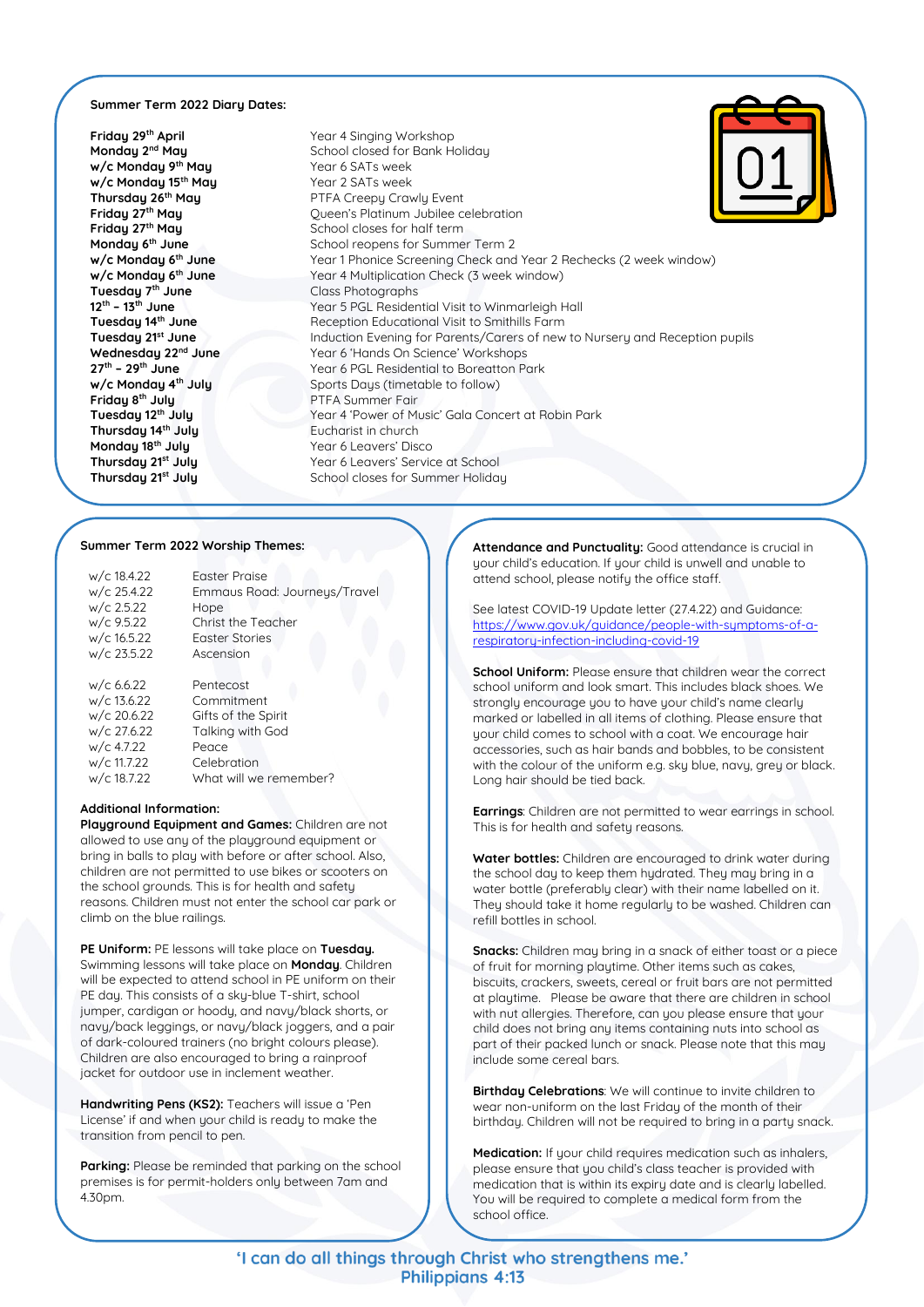## Summer Term 2022 Diary Dates:

| | |
|---|---|
| **Friday 29th April** | Year 4 Singing Workshop |
| **Monday 2nd May** | School closed for Bank Holiday |
| **w/c Monday 9th May** | Year 6 SATs week |
| **w/c Monday 15th May** | Year 2 SATs week |
| **Thursday 26th May** | PTFA Creepy Crawly Event |
| **Friday 27th May** | Queen's Platinum Jubilee celebration |
| **Friday 27th May** | School closes for half term |
| **Monday 6th June** | School reopens for Summer Term 2 |
| **w/c Monday 6th June** | Year 1 Phonice Screening Check and Year 2 Rechecks (2 week window) |
| **w/c Monday 6th June** | Year 4 Multiplication Check (3 week window) |
| **Tuesday 7th June** | Class Photographs |
| **12th – 13th June** | Year 5 PGL Residential Visit to Winmarleigh Hall |
| **Tuesday 14th June** | Reception Educational Visit to Smithills Farm |
| **Tuesday 21st June** | Induction Evening for Parents/Carers of new to Nursery and Reception pupils |
| **Wednesday 22nd June** | Year 6 'Hands On Science' Workshops |
| **27th – 29th June** | Year 6 PGL Residential to Boreatton Park |
| **w/c Monday 4th July** | Sports Days (timetable to follow) |
| **Friday 8th July** | PTFA Summer Fair |
| **Tuesday 12th July** | Year 4 'Power of Music' Gala Concert at Robin Park |
| **Thursday 14th July** | Eucharist in church |
| **Monday 18th July** | Year 6 Leavers' Disco |
| **Thursday 21st July** | Year 6 Leavers' Service at School |
| **Thursday 21st July** | School closes for Summer Holiday |

## Summer Term 2022 Worship Themes:

| | |
|---|---|
| w/c 18.4.22 | Easter Praise |
| w/c 25.4.22 | Emmaus Road: Journeys/Travel |
| w/c 2.5.22 | Hope |
| w/c 9.5.22 | Christ the Teacher |
| w/c 16.5.22 | Easter Stories |
| w/c 23.5.22 | Ascension |
| w/c 6.6.22 | Pentecost |
| w/c 13.6.22 | Commitment |
| w/c 20.6.22 | Gifts of the Spirit |
| w/c 27.6.22 | Talking with God |
| w/c 4.7.22 | Peace |
| w/c 11.7.22 | Celebration |
| w/c 18.7.22 | What will we remember? |

## Additional Information:

**Playground Equipment and Games:** Children are not allowed to use any of the playground equipment or bring in balls to play with before or after school. Also, children are not permitted to use bikes or scooters on the school grounds. This is for health and safety reasons. Children must not enter the school car park or climb on the blue railings.

**PE Uniform:** PE lessons will take place on **Tuesday.** Swimming lessons will take place on **Monday**. Children will be expected to attend school in PE uniform on their PE day. This consists of a sky-blue T-shirt, school jumper, cardigan or hoody, and navy/black shorts, or navy/back leggings, or navy/black joggers, and a pair of dark-coloured trainers (no bright colours please). Children are also encouraged to bring a rainproof jacket for outdoor use in inclement weather.

**Handwriting Pens (KS2):** Teachers will issue a 'Pen License' if and when your child is ready to make the transition from pencil to pen.

**Parking:** Please be reminded that parking on the school premises is for permit-holders only between 7am and 4.30pm.

**Attendance and Punctuality:** Good attendance is crucial in your child's education. If your child is unwell and unable to attend school, please notify the office staff.

See latest COVID-19 Update letter (27.4.22) and Guidance: https://www.gov.uk/guidance/people-with-symptoms-of-a-respiratory-infection-including-covid-19

**School Uniform:** Please ensure that children wear the correct school uniform and look smart. This includes black shoes. We strongly encourage you to have your child's name clearly marked or labelled in all items of clothing. Please ensure that your child comes to school with a coat. We encourage hair accessories, such as hair bands and bobbles, to be consistent with the colour of the uniform e.g. sky blue, navy, grey or black. Long hair should be tied back.

**Earrings**: Children are not permitted to wear earrings in school. This is for health and safety reasons.

**Water bottles:** Children are encouraged to drink water during the school day to keep them hydrated. They may bring in a water bottle (preferably clear) with their name labelled on it. They should take it home regularly to be washed. Children can refill bottles in school.

**Snacks:** Children may bring in a snack of either toast or a piece of fruit for morning playtime. Other items such as cakes, biscuits, crackers, sweets, cereal or fruit bars are not permitted at playtime. Please be aware that there are children in school with nut allergies. Therefore, can you please ensure that your child does not bring any items containing nuts into school as part of their packed lunch or snack. Please note that this may include some cereal bars.

**Birthday Celebrations**: We will continue to invite children to wear non-uniform on the last Friday of the month of their birthday. Children will not be required to bring in a party snack.

**Medication:** If your child requires medication such as inhalers, please ensure that you child's class teacher is provided with medication that is within its expiry date and is clearly labelled. You will be required to complete a medical form from the school office.

'I can do all things through Christ who strengthens me.'
Philippians 4:13